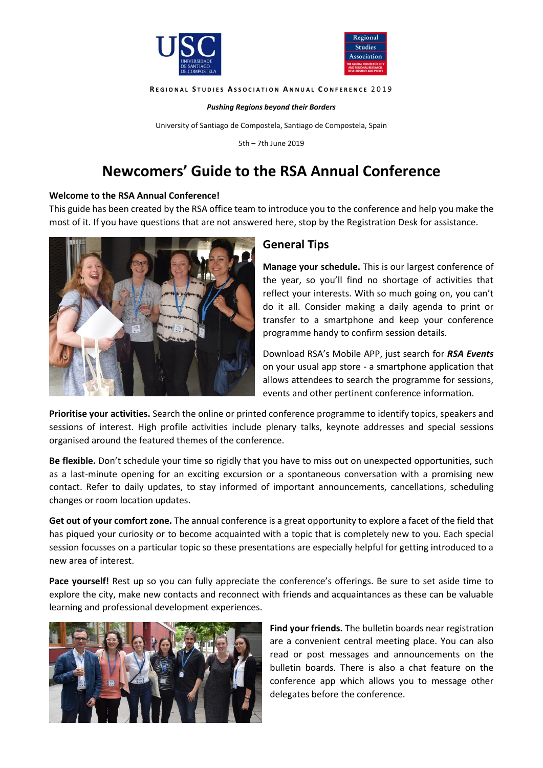**Regional Studies Association Annual Conference 2019**

***Pushing Regions beyond their Borders***

University of Santiago de Compostela, Santiago de Compostela, Spain

5th – 7th June 2019

# Newcomers' Guide to the RSA Annual Conference

**Welcome to the RSA Annual Conference!**

This guide has been created by the RSA office team to introduce you to the conference and help you make the most of it. If you have questions that are not answered here, stop by the Registration Desk for assistance.

## General Tips

**Manage your schedule.** This is our largest conference of the year, so you'll find no shortage of activities that reflect your interests. With so much going on, you can't do it all. Consider making a daily agenda to print or transfer to a smartphone and keep your conference programme handy to confirm session details.

Download RSA's Mobile APP, just search for ***RSA Events*** on your usual app store - a smartphone application that allows attendees to search the programme for sessions, events and other pertinent conference information.

**Prioritise your activities.** Search the online or printed conference programme to identify topics, speakers and sessions of interest. High profile activities include plenary talks, keynote addresses and special sessions organised around the featured themes of the conference.

**Be flexible.** Don't schedule your time so rigidly that you have to miss out on unexpected opportunities, such as a last-minute opening for an exciting excursion or a spontaneous conversation with a promising new contact. Refer to daily updates, to stay informed of important announcements, cancellations, scheduling changes or room location updates.

**Get out of your comfort zone.** The annual conference is a great opportunity to explore a facet of the field that has piqued your curiosity or to become acquainted with a topic that is completely new to you. Each special session focusses on a particular topic so these presentations are especially helpful for getting introduced to a new area of interest.

**Pace yourself!** Rest up so you can fully appreciate the conference's offerings. Be sure to set aside time to explore the city, make new contacts and reconnect with friends and acquaintances as these can be valuable learning and professional development experiences.

**Find your friends.** The bulletin boards near registration are a convenient central meeting place. You can also read or post messages and announcements on the bulletin boards. There is also a chat feature on the conference app which allows you to message other delegates before the conference.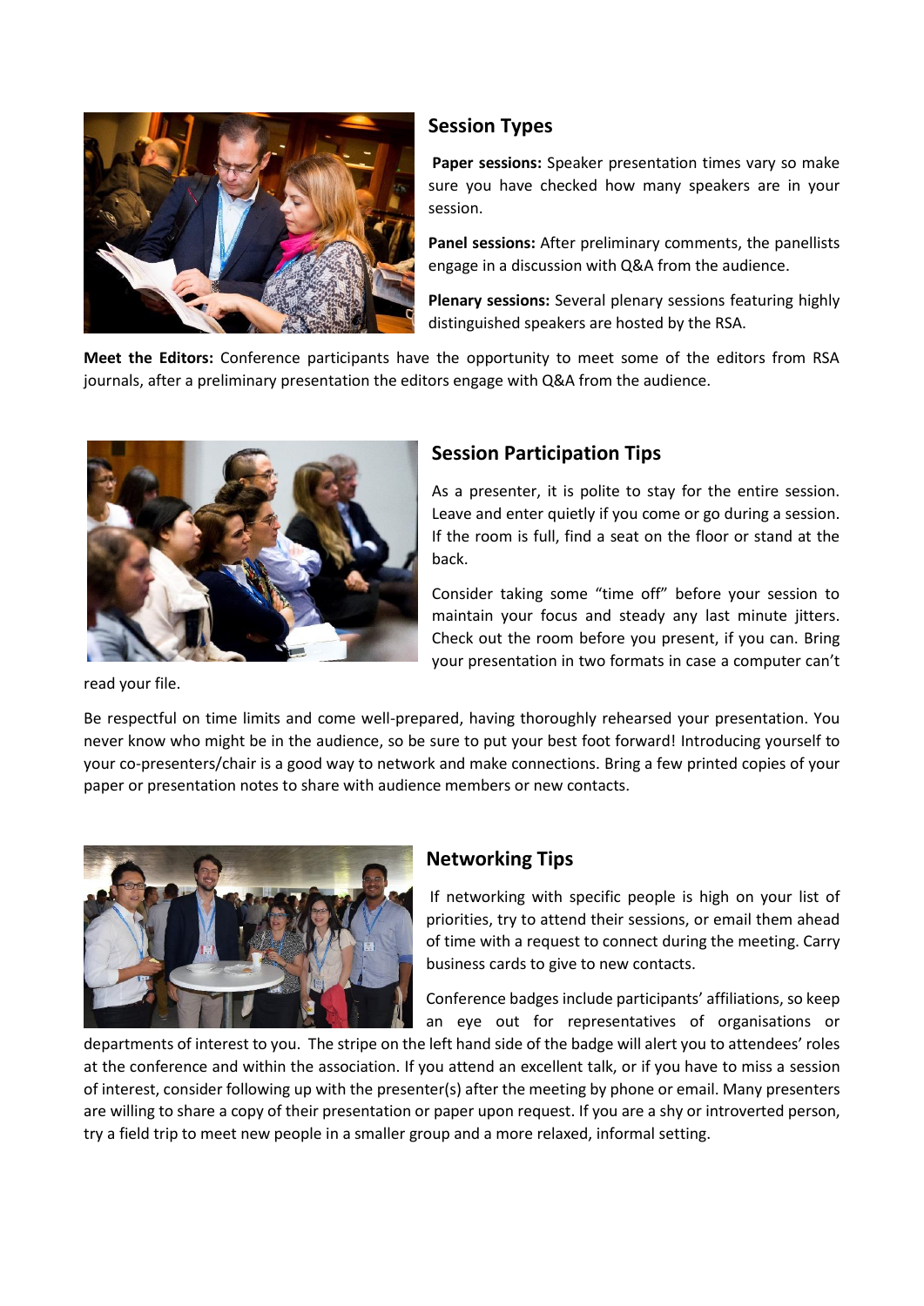## Session Types

**Paper sessions:** Speaker presentation times vary so make sure you have checked how many speakers are in your session.

**Panel sessions:** After preliminary comments, the panellists engage in a discussion with Q&A from the audience.

**Plenary sessions:** Several plenary sessions featuring highly distinguished speakers are hosted by the RSA.

**Meet the Editors:** Conference participants have the opportunity to meet some of the editors from RSA journals, after a preliminary presentation the editors engage with Q&A from the audience.

## Session Participation Tips

As a presenter, it is polite to stay for the entire session. Leave and enter quietly if you come or go during a session. If the room is full, find a seat on the floor or stand at the back.

Consider taking some "time off" before your session to maintain your focus and steady any last minute jitters. Check out the room before you present, if you can. Bring your presentation in two formats in case a computer can't read your file.

Be respectful on time limits and come well-prepared, having thoroughly rehearsed your presentation. You never know who might be in the audience, so be sure to put your best foot forward! Introducing yourself to your co-presenters/chair is a good way to network and make connections. Bring a few printed copies of your paper or presentation notes to share with audience members or new contacts.

## Networking Tips

If networking with specific people is high on your list of priorities, try to attend their sessions, or email them ahead of time with a request to connect during the meeting. Carry business cards to give to new contacts.

Conference badges include participants' affiliations, so keep an eye out for representatives of organisations or departments of interest to you. The stripe on the left hand side of the badge will alert you to attendees' roles at the conference and within the association. If you attend an excellent talk, or if you have to miss a session of interest, consider following up with the presenter(s) after the meeting by phone or email. Many presenters are willing to share a copy of their presentation or paper upon request. If you are a shy or introverted person, try a field trip to meet new people in a smaller group and a more relaxed, informal setting.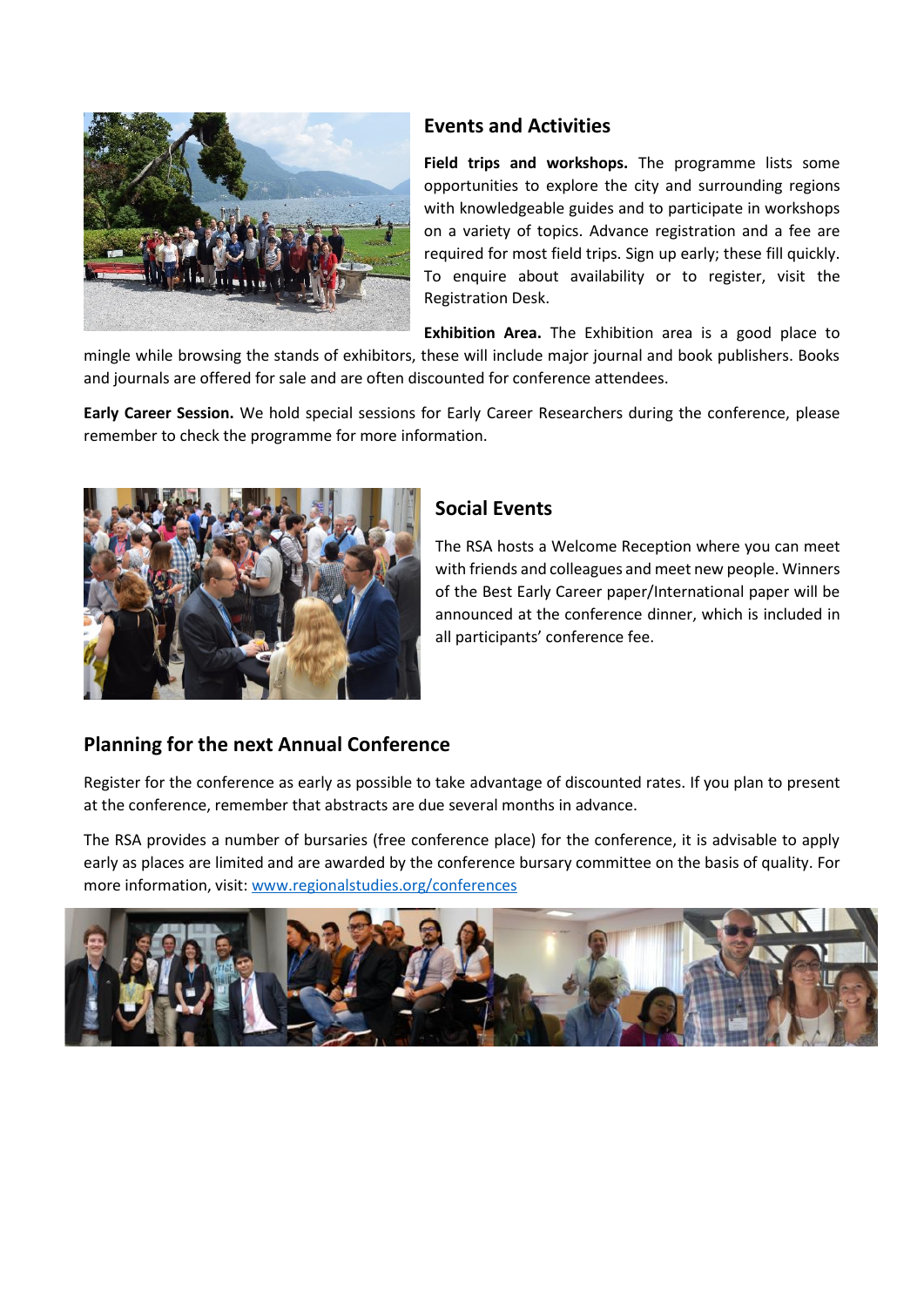## Events and Activities

**Field trips and workshops.** The programme lists some opportunities to explore the city and surrounding regions with knowledgeable guides and to participate in workshops on a variety of topics. Advance registration and a fee are required for most field trips. Sign up early; these fill quickly. To enquire about availability or to register, visit the Registration Desk.

**Exhibition Area.** The Exhibition area is a good place to mingle while browsing the stands of exhibitors, these will include major journal and book publishers. Books and journals are offered for sale and are often discounted for conference attendees.

**Early Career Session.** We hold special sessions for Early Career Researchers during the conference, please remember to check the programme for more information.

## Social Events

The RSA hosts a Welcome Reception where you can meet with friends and colleagues and meet new people. Winners of the Best Early Career paper/International paper will be announced at the conference dinner, which is included in all participants' conference fee.

## Planning for the next Annual Conference

Register for the conference as early as possible to take advantage of discounted rates. If you plan to present at the conference, remember that abstracts are due several months in advance.

The RSA provides a number of bursaries (free conference place) for the conference, it is advisable to apply early as places are limited and are awarded by the conference bursary committee on the basis of quality. For more information, visit: [www.regionalstudies.org/conferences](www.regionalstudies.org/conferences)